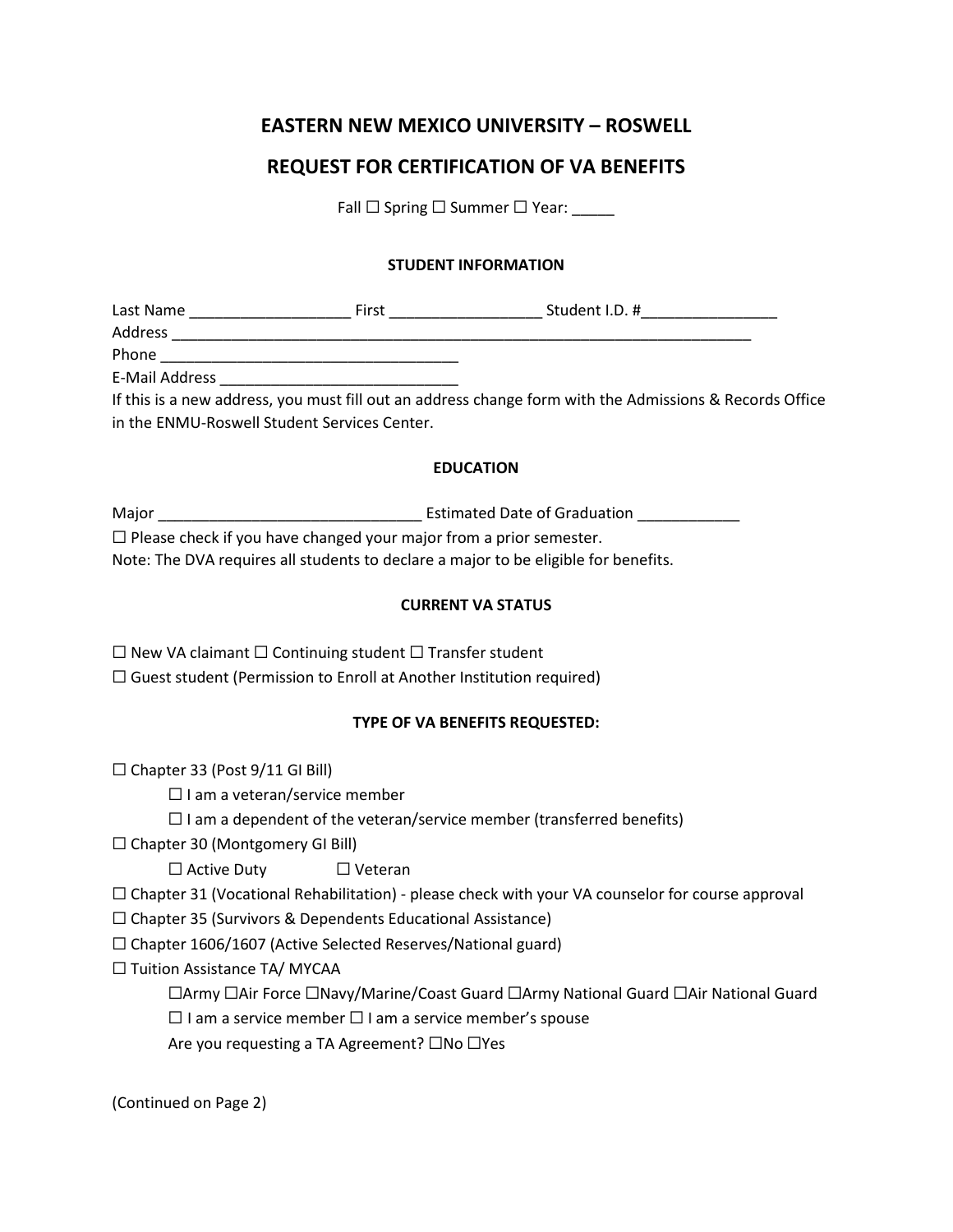# EASTERN NEW MEXICO UNIVERSITY – ROSWELL

## REQUEST FOR CERTIFICATION OF VA BENEFITS

Fall ☐ Spring ☐ Summer ☐ Year: _____

### STUDENT INFORMATION

Last Name ___________________ First __________________ Student I.D. #________________

Address _______________________________________________________________________

Phone ___________________________________

E-Mail Address ____________________________

If this is a new address, you must fill out an address change form with the Admissions & Records Office in the ENMU-Roswell Student Services Center.

### EDUCATION

Major _______________________________ Estimated Date of Graduation ____________

☐ Please check if you have changed your major from a prior semester.

Note: The DVA requires all students to declare a major to be eligible for benefits.

### CURRENT VA STATUS

☐ New VA claimant ☐ Continuing student ☐ Transfer student

☐ Guest student (Permission to Enroll at Another Institution required)

### TYPE OF VA BENEFITS REQUESTED:

☐ Chapter 33 (Post 9/11 GI Bill)

- ☐ I am a veteran/service member
- ☐ I am a dependent of the veteran/service member (transferred benefits)

☐ Chapter 30 (Montgomery GI Bill)

- ☐ Active Duty ☐ Veteran

☐ Chapter 31 (Vocational Rehabilitation) - please check with your VA counselor for course approval

☐ Chapter 35 (Survivors & Dependents Educational Assistance)

☐ Chapter 1606/1607 (Active Selected Reserves/National guard)

☐ Tuition Assistance TA/ MYCAA

- ☐Army ☐Air Force ☐Navy/Marine/Coast Guard ☐Army National Guard ☐Air National Guard
- ☐ I am a service member ☐ I am a service member's spouse
- Are you requesting a TA Agreement? ☐No ☐Yes

(Continued on Page 2)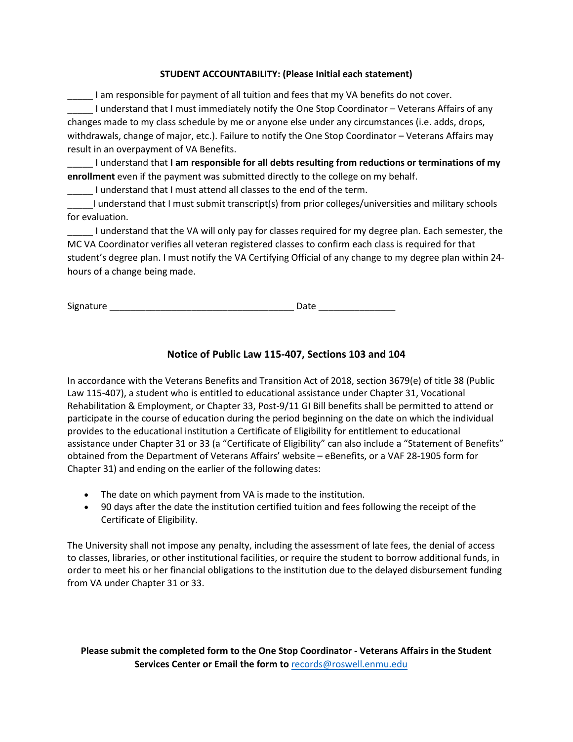**STUDENT ACCOUNTABILITY: (Please Initial each statement)**

_____ I am responsible for payment of all tuition and fees that my VA benefits do not cover.

_____ I understand that I must immediately notify the One Stop Coordinator – Veterans Affairs of any changes made to my class schedule by me or anyone else under any circumstances (i.e. adds, drops, withdrawals, change of major, etc.). Failure to notify the One Stop Coordinator – Veterans Affairs may result in an overpayment of VA Benefits.

_____ I understand that **I am responsible for all debts resulting from reductions or terminations of my enrollment** even if the payment was submitted directly to the college on my behalf.

_____ I understand that I must attend all classes to the end of the term.

_____I understand that I must submit transcript(s) from prior colleges/universities and military schools for evaluation.

_____ I understand that the VA will only pay for classes required for my degree plan. Each semester, the MC VA Coordinator verifies all veteran registered classes to confirm each class is required for that student's degree plan. I must notify the VA Certifying Official of any change to my degree plan within 24-hours of a change being made.

Signature ___________________________________ Date _______________

## Notice of Public Law 115-407, Sections 103 and 104

In accordance with the Veterans Benefits and Transition Act of 2018, section 3679(e) of title 38 (Public Law 115-407), a student who is entitled to educational assistance under Chapter 31, Vocational Rehabilitation & Employment, or Chapter 33, Post-9/11 GI Bill benefits shall be permitted to attend or participate in the course of education during the period beginning on the date on which the individual provides to the educational institution a Certificate of Eligibility for entitlement to educational assistance under Chapter 31 or 33 (a "Certificate of Eligibility" can also include a "Statement of Benefits" obtained from the Department of Veterans Affairs' website – eBenefits, or a VAF 28-1905 form for Chapter 31) and ending on the earlier of the following dates:

- The date on which payment from VA is made to the institution.
- 90 days after the date the institution certified tuition and fees following the receipt of the Certificate of Eligibility.

The University shall not impose any penalty, including the assessment of late fees, the denial of access to classes, libraries, or other institutional facilities, or require the student to borrow additional funds, in order to meet his or her financial obligations to the institution due to the delayed disbursement funding from VA under Chapter 31 or 33.

**Please submit the completed form to the One Stop Coordinator - Veterans Affairs in the Student Services Center or Email the form to [records@roswell.enmu.edu](mailto:records@roswell.enmu.edu)**